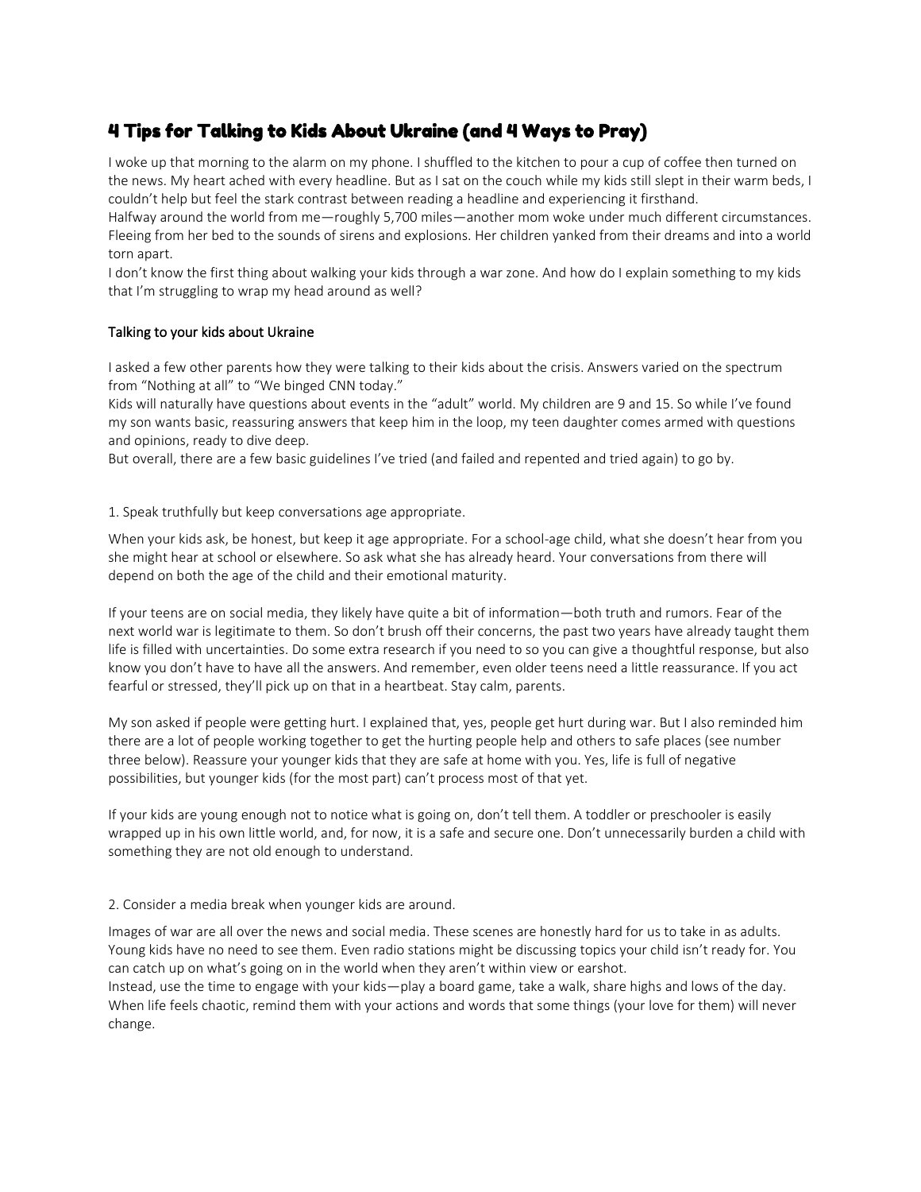# 4 Tips for Talking to Kids About Ukraine (and 4 Ways to Pray)

I woke up that morning to the alarm on my phone. I shuffled to the kitchen to pour a cup of coffee then turned on the news. My heart ached with every headline. But as I sat on the couch while my kids still slept in their warm beds, I couldn't help but feel the stark contrast between reading a headline and experiencing it firsthand.

Halfway around the world from me—roughly 5,700 miles—another mom woke under much different circumstances. Fleeing from her bed to the sounds of sirens and explosions. Her children yanked from their dreams and into a world torn apart.

I don't know the first thing about walking your kids through a war zone. And how do I explain something to my kids that I'm struggling to wrap my head around as well?

## Talking to your kids about Ukraine

I asked a few other parents how they were talking to their kids about the crisis. Answers varied on the spectrum from "Nothing at all" to "We binged CNN today."

Kids will naturally have questions about events in the "adult" world. My children are 9 and 15. So while I've found my son wants basic, reassuring answers that keep him in the loop, my teen daughter comes armed with questions and opinions, ready to dive deep.

But overall, there are a few basic guidelines I've tried (and failed and repented and tried again) to go by.

### 1. Speak truthfully but keep conversations age appropriate.

When your kids ask, be honest, but keep it age appropriate. For a school-age child, what she doesn't hear from you she might hear at school or elsewhere. So ask what she has already heard. Your conversations from there will depend on both the age of the child and their emotional maturity.

If your teens are on social media, they likely have quite a bit of information—both truth and rumors. Fear of the next world war is legitimate to them. So don't brush off their concerns, the past two years have already taught them life is filled with uncertainties. Do some extra research if you need to so you can give a thoughtful response, but also know you don't have to have all the answers. And remember, even older teens need a little reassurance. If you act fearful or stressed, they'll pick up on that in a heartbeat. Stay calm, parents.

My son asked if people were getting hurt. I explained that, yes, people get hurt during war. But I also reminded him there are a lot of people working together to get the hurting people help and others to safe places (see number three below). Reassure your younger kids that they are safe at home with you. Yes, life is full of negative possibilities, but younger kids (for the most part) can't process most of that yet.

If your kids are young enough not to notice what is going on, don't tell them. A toddler or preschooler is easily wrapped up in his own little world, and, for now, it is a safe and secure one. Don't unnecessarily burden a child with something they are not old enough to understand.

### 2. Consider a media break when younger kids are around.

Images of war are all over the news and social media. These scenes are honestly hard for us to take in as adults. Young kids have no need to see them. Even radio stations might be discussing topics your child isn't ready for. You can catch up on what's going on in the world when they aren't within view or earshot.

Instead, use the time to engage with your kids—play a board game, take a walk, share highs and lows of the day. When life feels chaotic, remind them with your actions and words that some things (your love for them) will never change.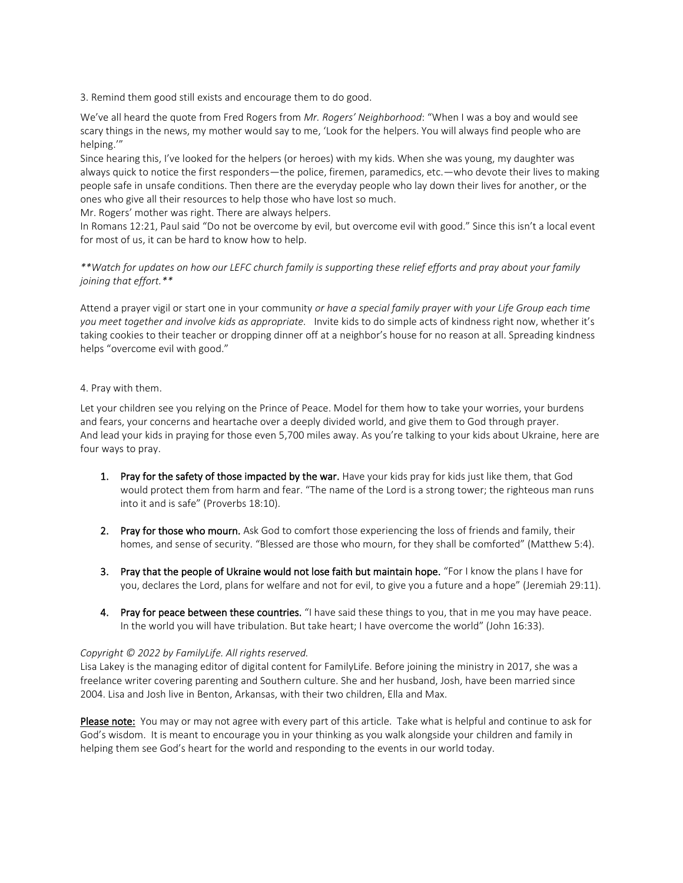3. Remind them good still exists and encourage them to do good.

We've all heard the quote from Fred Rogers from *Mr. Rogers' Neighborhood*: "When I was a boy and would see scary things in the news, my mother would say to me, 'Look for the helpers. You will always find people who are helping.'"

Since hearing this, I've looked for the helpers (or heroes) with my kids. When she was young, my daughter was always quick to notice the first responders—the police, firemen, paramedics, etc.—who devote their lives to making people safe in unsafe conditions. Then there are the everyday people who lay down their lives for another, or the ones who give all their resources to help those who have lost so much.

Mr. Rogers' mother was right. There are always helpers.

In Romans 12:21, Paul said "Do not be overcome by evil, but overcome evil with good." Since this isn't a local event for most of us, it can be hard to know how to help.

***Watch for updates on how our LEFC church family is supporting these relief efforts and pray about your family joining that effort.***

Attend a prayer vigil or start one in your community *or have a special family prayer with your Life Group each time you meet together and involve kids as appropriate.* Invite kids to do simple acts of kindness right now, whether it's taking cookies to their teacher or dropping dinner off at a neighbor's house for no reason at all. Spreading kindness helps "overcome evil with good."

4. Pray with them.

Let your children see you relying on the Prince of Peace. Model for them how to take your worries, your burdens and fears, your concerns and heartache over a deeply divided world, and give them to God through prayer.

And lead your kids in praying for those even 5,700 miles away. As you're talking to your kids about Ukraine, here are four ways to pray.

1. **Pray for the safety of those impacted by the war.** Have your kids pray for kids just like them, that God would protect them from harm and fear. "The name of the Lord is a strong tower; the righteous man runs into it and is safe" (Proverbs 18:10).

2. **Pray for those who mourn.** Ask God to comfort those experiencing the loss of friends and family, their homes, and sense of security. "Blessed are those who mourn, for they shall be comforted" (Matthew 5:4).

3. **Pray that the people of Ukraine would not lose faith but maintain hope.** "For I know the plans I have for you, declares the Lord, plans for welfare and not for evil, to give you a future and a hope" (Jeremiah 29:11).

4. **Pray for peace between these countries.** "I have said these things to you, that in me you may have peace. In the world you will have tribulation. But take heart; I have overcome the world" (John 16:33).

*Copyright © 2022 by FamilyLife. All rights reserved.*

Lisa Lakey is the managing editor of digital content for FamilyLife. Before joining the ministry in 2017, she was a freelance writer covering parenting and Southern culture. She and her husband, Josh, have been married since 2004. Lisa and Josh live in Benton, Arkansas, with their two children, Ella and Max.

**Please note:** You may or may not agree with every part of this article. Take what is helpful and continue to ask for God's wisdom. It is meant to encourage you in your thinking as you walk alongside your children and family in helping them see God's heart for the world and responding to the events in our world today.